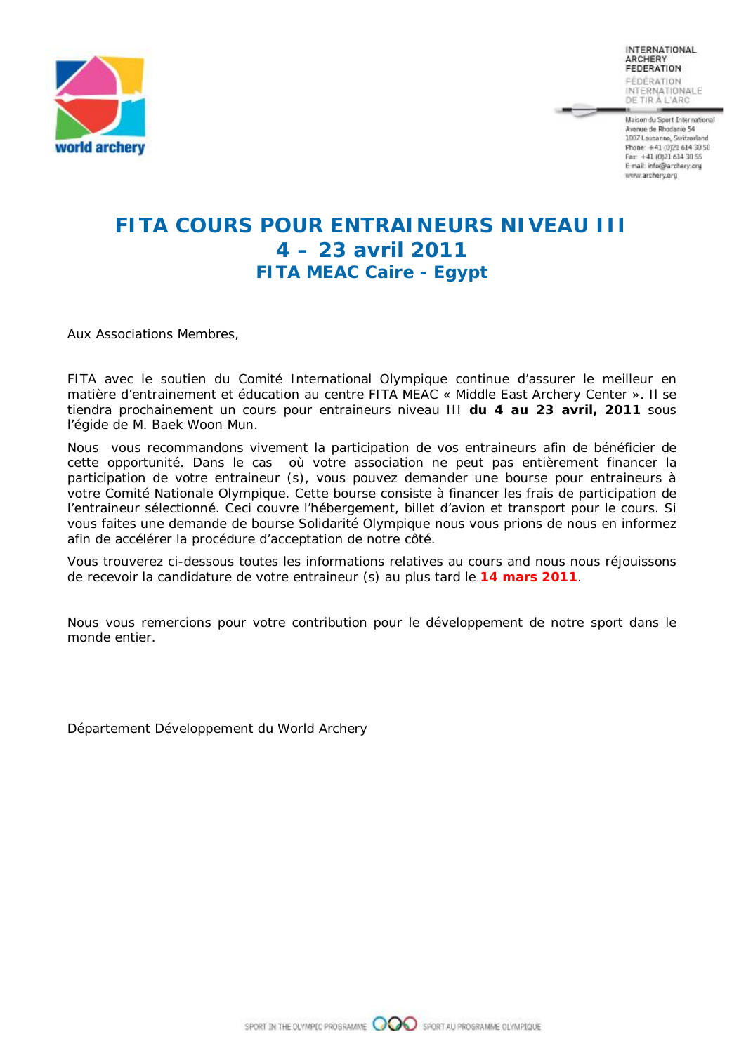INTERNATIONAL ARCHERY FEDERATION
FÉDÉRATION INTERNATIONALE DE TIR À L'ARC

Maison du Sport International
Avenue de Rhodanie 54
1007 Lausanne, Switzerland
Phone: +41 (0)21 614 30 50
Fax: +41 (0)21 614 30 55
E-mail: info@archery.org
www.archery.org

# FITA COURS POUR ENTRAINEURS NIVEAU III
## 4 – 23 avril 2011
### FITA MEAC Caire - Egypt

Aux Associations Membres,

FITA avec le soutien du Comité International Olympique continue d'assurer le meilleur en matière d'entrainement et éducation au centre FITA MEAC « Middle East Archery Center ». Il se tiendra prochainement un cours pour entraineurs niveau III **du 4 au 23 avril, 2011** sous l'égide de M. Baek Woon Mun.

Nous vous recommandons vivement la participation de vos entraineurs afin de bénéficier de cette opportunité. Dans le cas où votre association ne peut pas entièrement financer la participation de votre entraineur (s), vous pouvez demander une bourse pour entraineurs à votre Comité Nationale Olympique. Cette bourse consiste à financer les frais de participation de l'entraineur sélectionné. Ceci couvre l'hébergement, billet d'avion et transport pour le cours. Si vous faites une demande de bourse Solidarité Olympique nous vous prions de nous en informez afin de accélérer la procédure d'acceptation de notre côté.

Vous trouverez ci-dessous toutes les informations relatives au cours and nous nous réjouissons de recevoir la candidature de votre entraineur (s) au plus tard le **14 mars 2011**.

Nous vous remercions pour votre contribution pour le développement de notre sport dans le monde entier.

Département Développement du World Archery

SPORT IN THE OLYMPIC PROGRAMME SPORT AU PROGRAMME OLYMPIQUE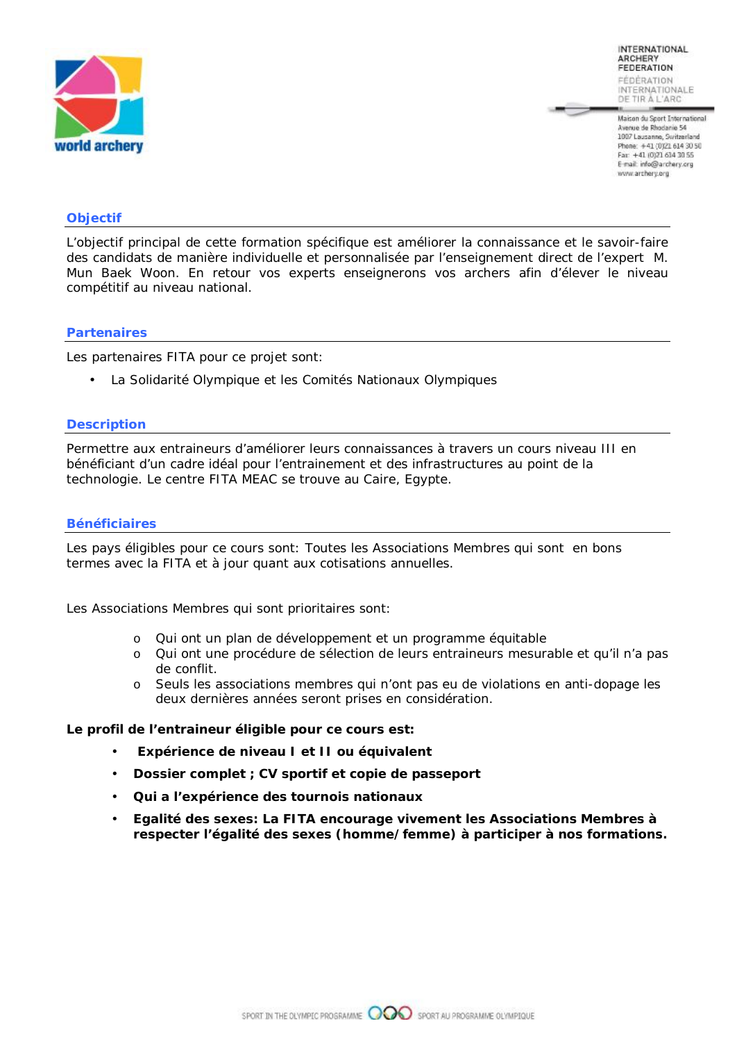## Objectif

L'objectif principal de cette formation spécifique est améliorer la connaissance et le savoir-faire des candidats de manière individuelle et personnalisée par l'enseignement direct de l'expert M. Mun Baek Woon. En retour vos experts enseignerons vos archers afin d'élever le niveau compétitif au niveau national.

## Partenaires

Les partenaires FITA pour ce projet sont:

- La Solidarité Olympique et les Comités Nationaux Olympiques

## Description

Permettre aux entraineurs d'améliorer leurs connaissances à travers un cours niveau III en bénéficiant d'un cadre idéal pour l'entrainement et des infrastructures au point de la technologie. Le centre FITA MEAC se trouve au Caire, Egypte.

## Bénéficiaires

Les pays éligibles pour ce cours sont: Toutes les Associations Membres qui sont en bons termes avec la FITA et à jour quant aux cotisations annuelles.

Les Associations Membres qui sont prioritaires sont:

- Qui ont un plan de développement et un programme équitable
- Qui ont une procédure de sélection de leurs entraineurs mesurable et qu'il n'a pas de conflit.
- Seuls les associations membres qui n'ont pas eu de violations en anti-dopage les deux dernières années seront prises en considération.

**Le profil de l'entraineur éligible pour ce cours est:**

- **Expérience de niveau I et II ou équivalent**
- **Dossier complet ; CV sportif et copie de passeport**
- **Qui a l'expérience des tournois nationaux**
- **Egalité des sexes: La FITA encourage vivement les Associations Membres à respecter l'égalité des sexes (homme/femme) à participer à nos formations.**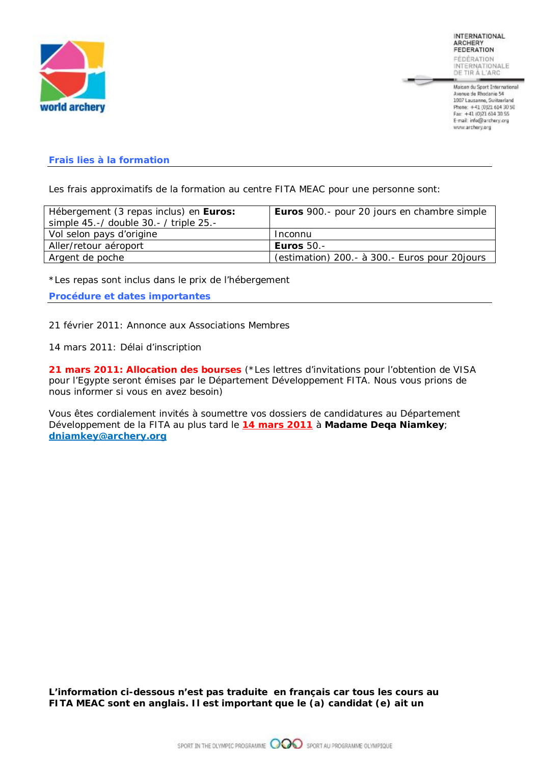## Frais lies à la formation

Les frais approximatifs de la formation au centre FITA MEAC pour une personne sont:

| Hébergement (3 repas inclus) en **Euros:** simple 45.-/ double 30.- / triple 25.- | **Euros** 900.- pour 20 jours en chambre simple |
|---|---|
| Vol selon pays d'origine | Inconnu |
| Aller/retour aéroport | **Euros** 50.- |
| Argent de poche | (estimation) 200.- à 300.- Euros pour 20jours |

*Les repas sont inclus dans le prix de l'hébergement

## Procédure et dates importantes

21 février 2011: Annonce aux Associations Membres

14 mars 2011: Délai d'inscription

**21 mars 2011: Allocation des bourses** (*Les lettres d'invitations pour l'obtention de VISA pour l'Egypte seront émises par le Département Développement FITA. Nous vous prions de nous informer si vous en avez besoin)

Vous êtes cordialement invités à soumettre vos dossiers de candidatures au Département Développement de la FITA au plus tard le **14 mars 2011** à **Madame Deqa Niamkey**; **dniamkey@archery.org**

**L'information ci-dessous n'est pas traduite en français car tous les cours au FITA MEAC sont en anglais. Il est important que le (a) candidat (e) ait un**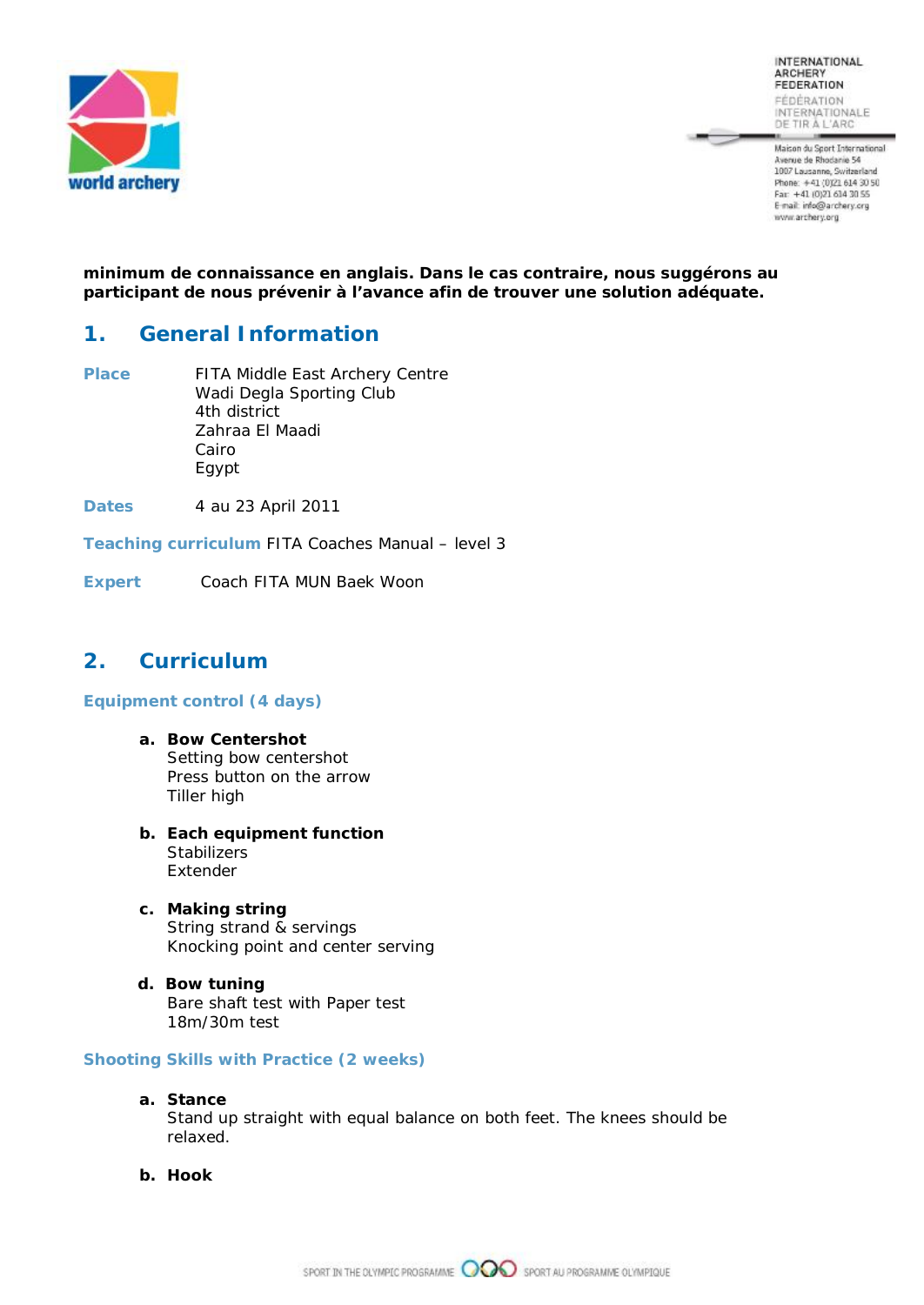**minimum de connaissance en anglais. Dans le cas contraire, nous suggérons au participant de nous prévenir à l'avance afin de trouver une solution adéquate.**

## 1. General Information

**Place** FITA Middle East Archery Centre
Wadi Degla Sporting Club
4th district
Zahraa El Maadi
Cairo
Egypt

**Dates** 4 au 23 April 2011

**Teaching curriculum** FITA Coaches Manual – level 3

**Expert** Coach FITA MUN Baek Woon

## 2. Curriculum

### Equipment control (4 days)

a. **Bow Centershot**
Setting bow centershot
Press button on the arrow
Tiller high

b. **Each equipment function**
Stabilizers
Extender

c. **Making string**
String strand & servings
Knocking point and center serving

d. **Bow tuning**
Bare shaft test with Paper test
18m/30m test

### Shooting Skills with Practice (2 weeks)

a. **Stance**
Stand up straight with equal balance on both feet. The knees should be relaxed.

b. **Hook**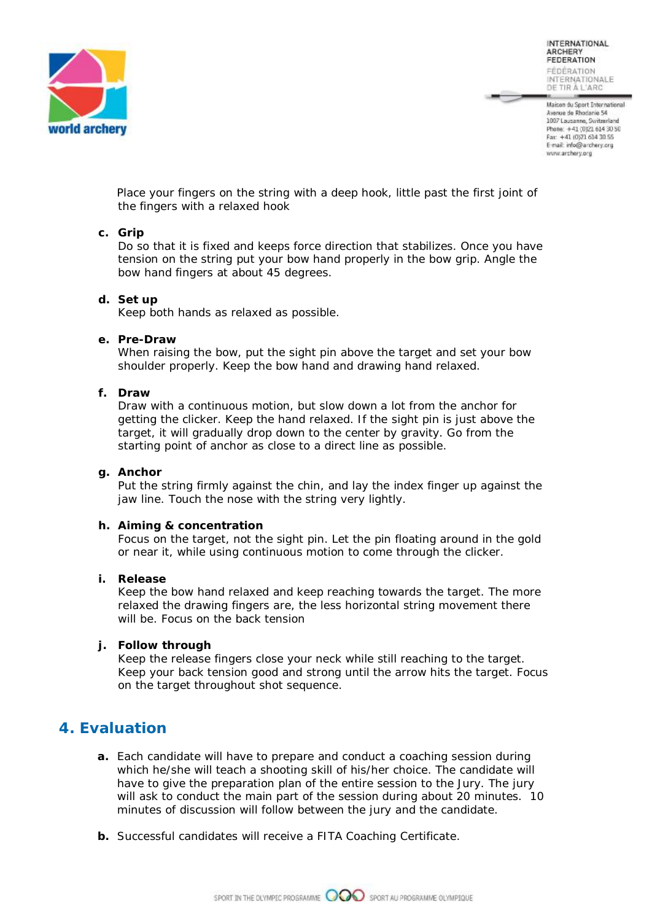Place your fingers on the string with a deep hook, little past the first joint of the fingers with a relaxed hook

**c. Grip**
Do so that it is fixed and keeps force direction that stabilizes. Once you have tension on the string put your bow hand properly in the bow grip. Angle the bow hand fingers at about 45 degrees.

**d. Set up**
Keep both hands as relaxed as possible.

**e. Pre-Draw**
When raising the bow, put the sight pin above the target and set your bow shoulder properly. Keep the bow hand and drawing hand relaxed.

**f. Draw**
Draw with a continuous motion, but slow down a lot from the anchor for getting the clicker. Keep the hand relaxed. If the sight pin is just above the target, it will gradually drop down to the center by gravity. Go from the starting point of anchor as close to a direct line as possible.

**g. Anchor**
Put the string firmly against the chin, and lay the index finger up against the jaw line. Touch the nose with the string very lightly.

**h. Aiming & concentration**
Focus on the target, not the sight pin. Let the pin floating around in the gold or near it, while using continuous motion to come through the clicker.

**i. Release**
Keep the bow hand relaxed and keep reaching towards the target. The more relaxed the drawing fingers are, the less horizontal string movement there will be. Focus on the back tension

**j. Follow through**
Keep the release fingers close your neck while still reaching to the target. Keep your back tension good and strong until the arrow hits the target. Focus on the target throughout shot sequence.

## 4. Evaluation

**a.** Each candidate will have to prepare and conduct a coaching session during which he/she will teach a shooting skill of his/her choice. The candidate will have to give the preparation plan of the entire session to the Jury. The jury will ask to conduct the main part of the session during about 20 minutes. 10 minutes of discussion will follow between the jury and the candidate.

**b.** Successful candidates will receive a FITA Coaching Certificate.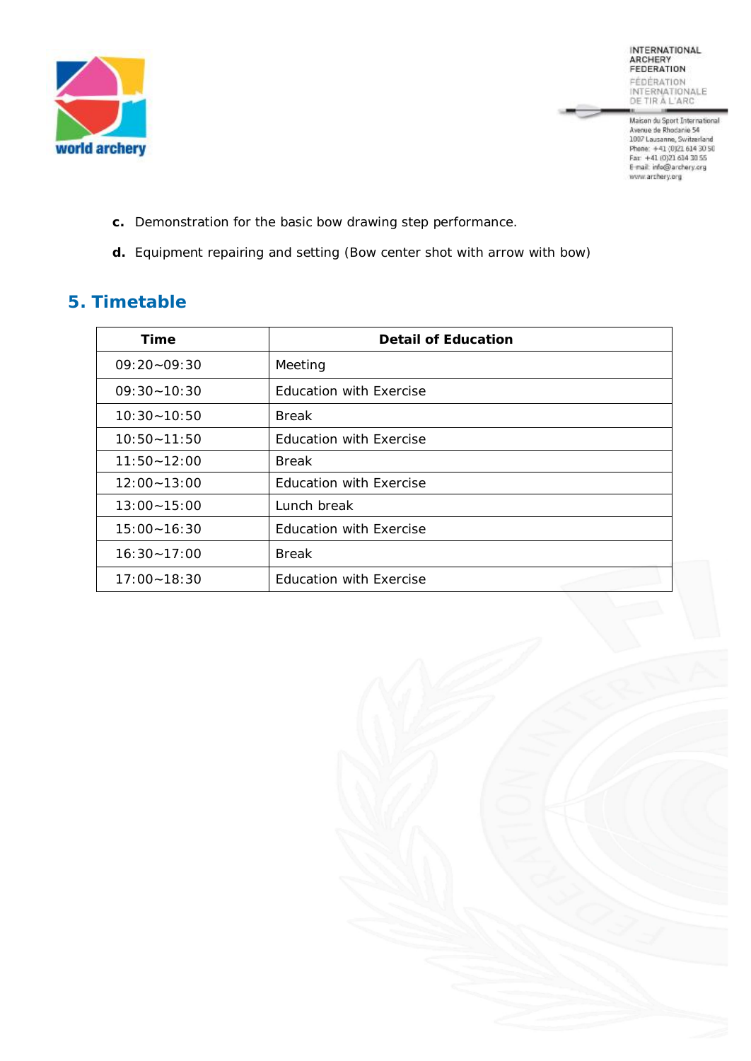c. Demonstration for the basic bow drawing step performance.

d. Equipment repairing and setting (Bow center shot with arrow with bow)

## 5. Timetable

| Time | Detail of Education |
|---|---|
| 09:20~09:30 | Meeting |
| 09:30~10:30 | Education with Exercise |
| 10:30~10:50 | Break |
| 10:50~11:50 | Education with Exercise |
| 11:50~12:00 | Break |
| 12:00~13:00 | Education with Exercise |
| 13:00~15:00 | Lunch break |
| 15:00~16:30 | Education with Exercise |
| 16:30~17:00 | Break |
| 17:00~18:30 | Education with Exercise |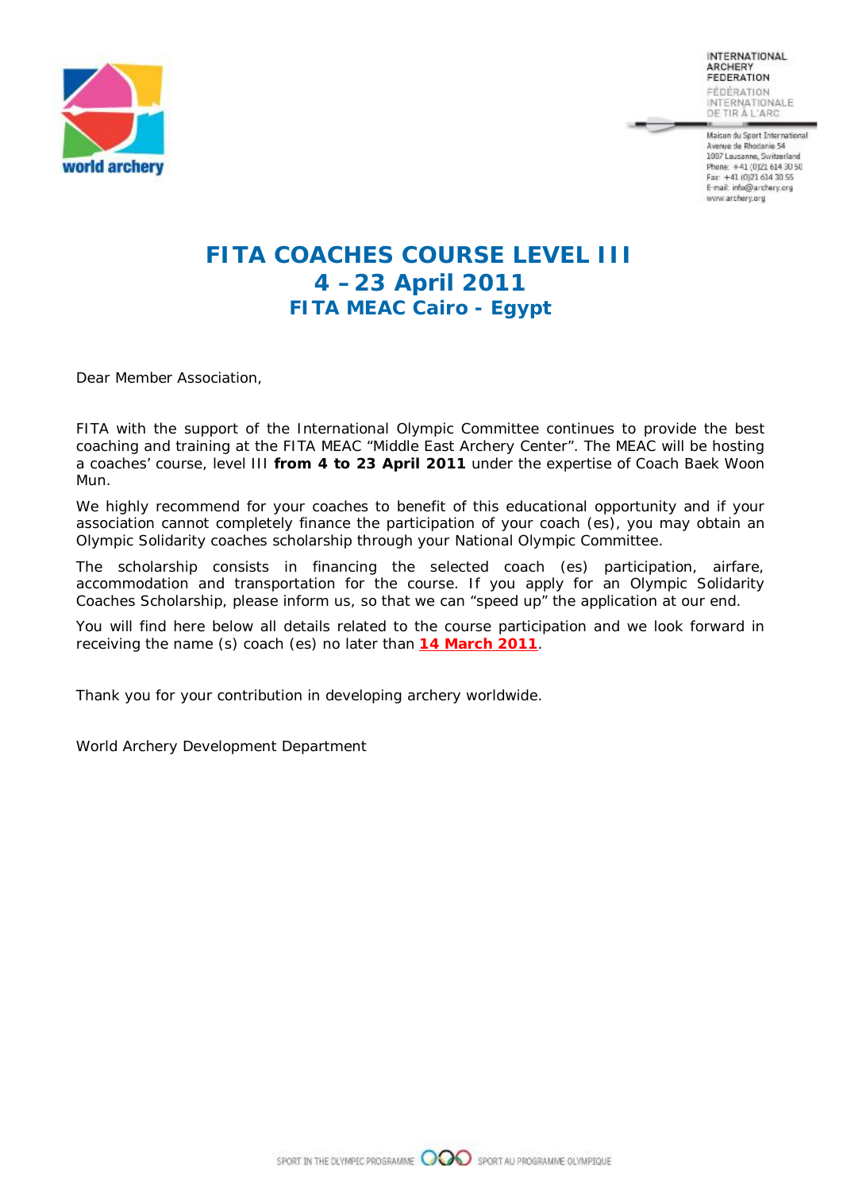INTERNATIONAL ARCHERY FEDERATION
FÉDÉRATION INTERNATIONALE DE TIR À L'ARC

Maison du Sport International
Avenue de Rhodanie 54
1007 Lausanne, Switzerland
Phone: +41 (0)21 614 30 50
Fax: +41 (0)21 614 30 55
E-mail: info@archery.org
www.archery.org

# FITA COACHES COURSE LEVEL III
## 4 – 23 April 2011
### FITA MEAC Cairo - Egypt

Dear Member Association,

FITA with the support of the International Olympic Committee continues to provide the best coaching and training at the FITA MEAC "Middle East Archery Center". The MEAC will be hosting a coaches' course, level III **from 4 to 23 April 2011** under the expertise of Coach Baek Woon Mun.

We highly recommend for your coaches to benefit of this educational opportunity and if your association cannot completely finance the participation of your coach (es), you may obtain an Olympic Solidarity coaches scholarship through your National Olympic Committee.

The scholarship consists in financing the selected coach (es) participation, airfare, accommodation and transportation for the course. If you apply for an Olympic Solidarity Coaches Scholarship, please inform us, so that we can "speed up" the application at our end.

You will find here below all details related to the course participation and we look forward in receiving the name (s) coach (es) no later than **14 March 2011**.

Thank you for your contribution in developing archery worldwide.

World Archery Development Department

SPORT IN THE OLYMPIC PROGRAMME SPORT AU PROGRAMME OLYMPIQUE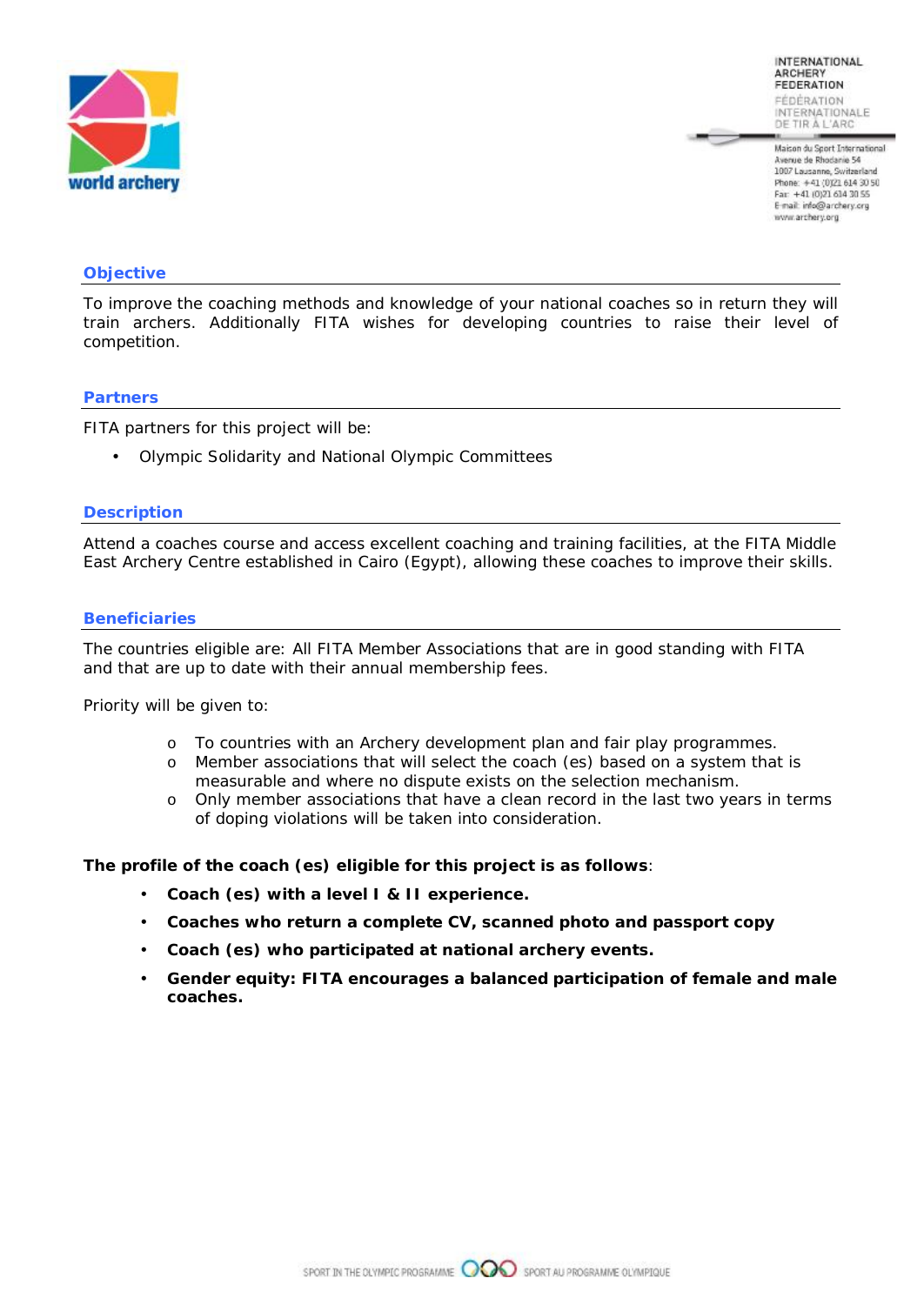### Objective

To improve the coaching methods and knowledge of your national coaches so in return they will train archers. Additionally FITA wishes for developing countries to raise their level of competition.

### Partners

FITA partners for this project will be:

- Olympic Solidarity and National Olympic Committees

### Description

Attend a coaches course and access excellent coaching and training facilities, at the FITA Middle East Archery Centre established in Cairo (Egypt), allowing these coaches to improve their skills.

### Beneficiaries

The countries eligible are: All FITA Member Associations that are in good standing with FITA and that are up to date with their annual membership fees.

Priority will be given to:

- To countries with an Archery development plan and fair play programmes.
- Member associations that will select the coach (es) based on a system that is measurable and where no dispute exists on the selection mechanism.
- Only member associations that have a clean record in the last two years in terms of doping violations will be taken into consideration.

**The profile of the coach (es) eligible for this project is as follows**:

- **Coach (es) with a level I & II experience.**
- **Coaches who return a complete CV, scanned photo and passport copy**
- **Coach (es) who participated at national archery events.**
- **Gender equity: FITA encourages a balanced participation of female and male coaches.**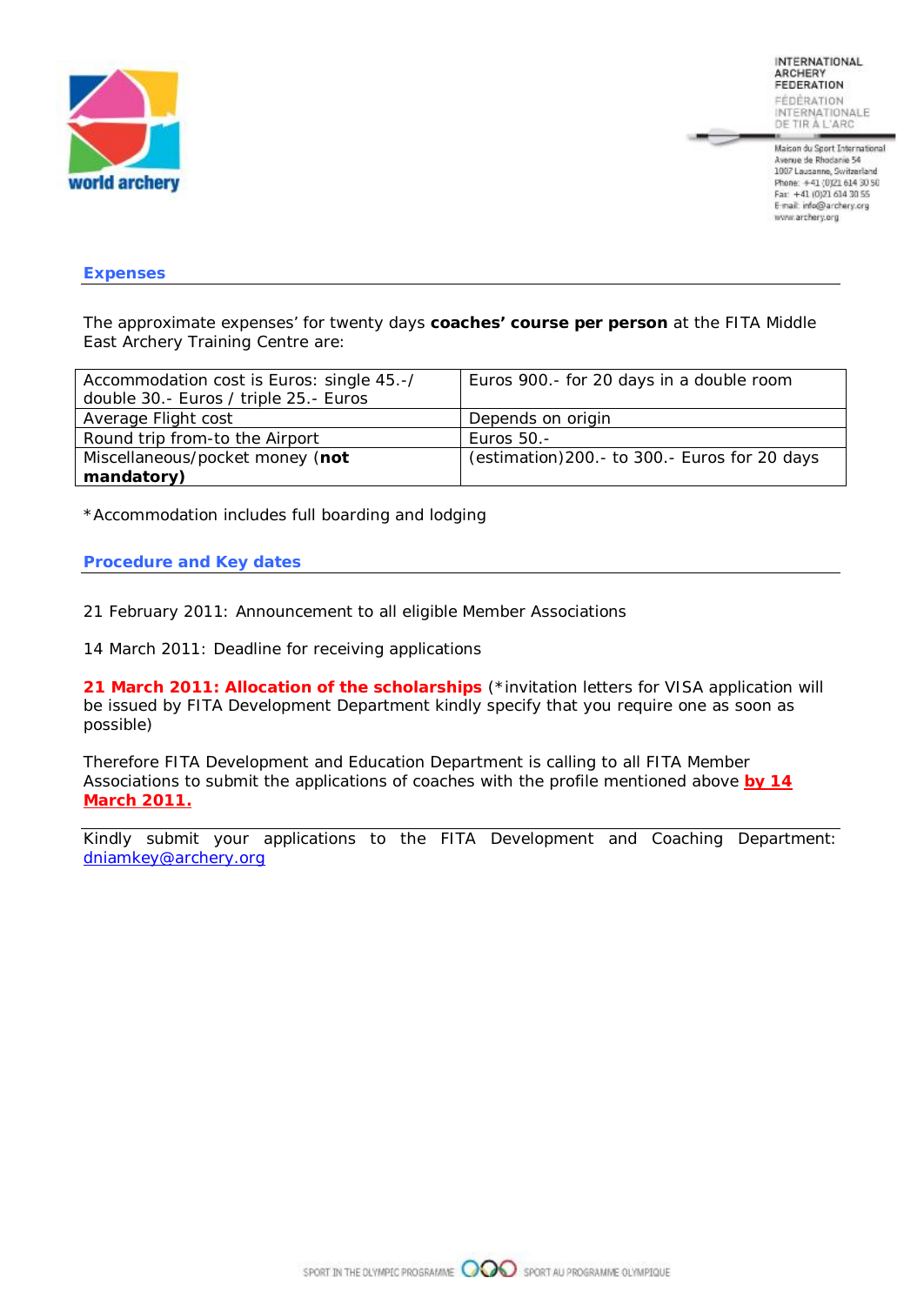## Expenses

The approximate expenses' for twenty days **coaches' course per person** at the FITA Middle East Archery Training Centre are:

| Accommodation cost is Euros: single 45.-/ double 30.- Euros / triple 25.- Euros | Euros 900.- for 20 days in a double room |
|---|---|
| Average Flight cost | Depends on origin |
| Round trip from-to the Airport | Euros 50.- |
| Miscellaneous/pocket money (**not mandatory)** | (estimation)200.- to 300.- Euros for 20 days |

*Accommodation includes full boarding and lodging

## Procedure and Key dates

21 February 2011: Announcement to all eligible Member Associations

14 March 2011: Deadline for receiving applications

**21 March 2011: Allocation of the scholarships** (*invitation letters for VISA application will be issued by FITA Development Department kindly specify that you require one as soon as possible)

Therefore FITA Development and Education Department is calling to all FITA Member Associations to submit the applications of coaches with the profile mentioned above **by 14 March 2011.**

Kindly submit your applications to the FITA Development and Coaching Department: dniamkey@archery.org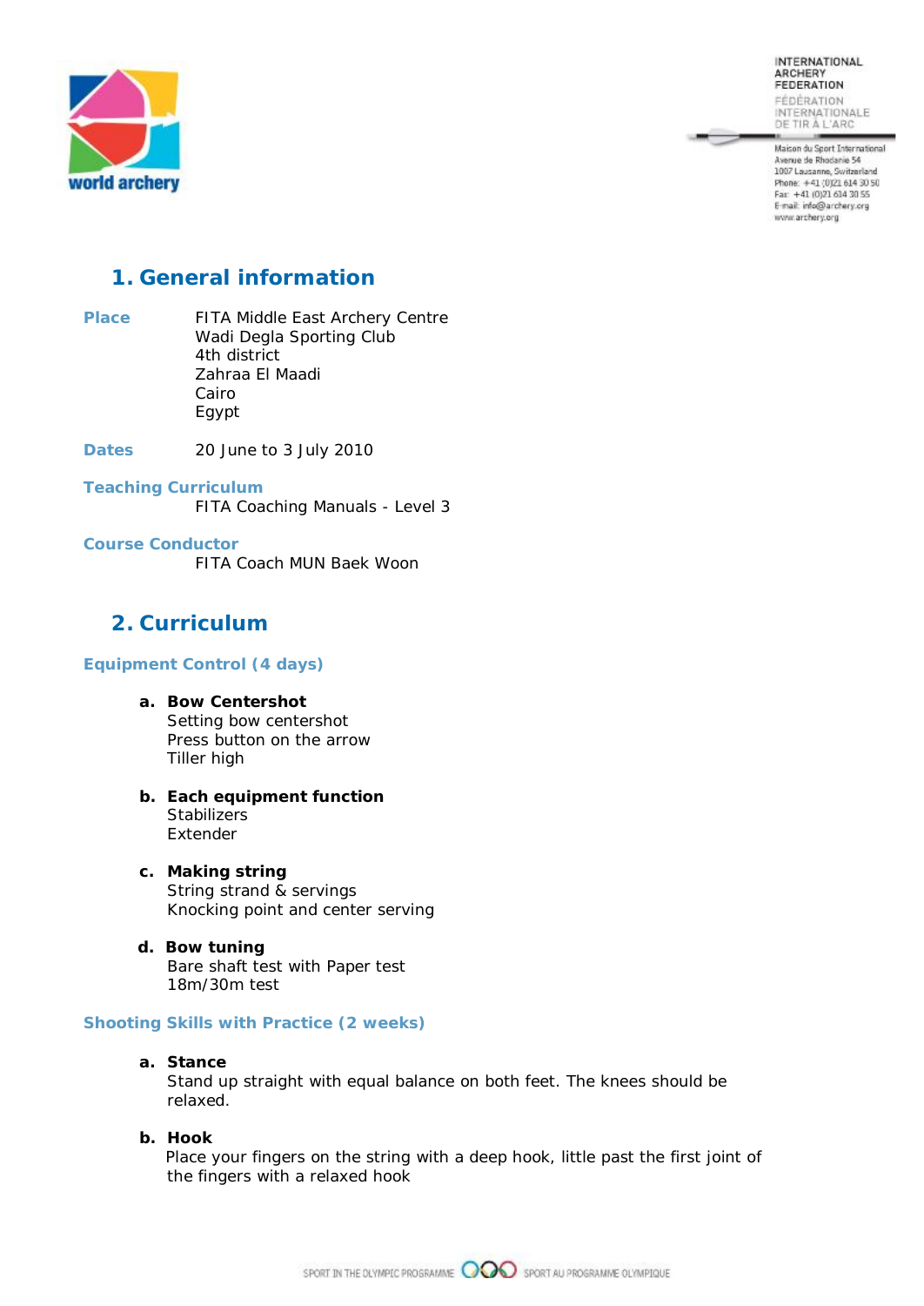## 1. General information

**Place** FITA Middle East Archery Centre
Wadi Degla Sporting Club
4th district
Zahraa El Maadi
Cairo
Egypt

**Dates** 20 June to 3 July 2010

**Teaching Curriculum**
FITA Coaching Manuals - Level 3

**Course Conductor**
FITA Coach MUN Baek Woon

## 2. Curriculum

### Equipment Control (4 days)

a. **Bow Centershot**
Setting bow centershot
Press button on the arrow
Tiller high

b. **Each equipment function**
Stabilizers
Extender

c. **Making string**
String strand & servings
Knocking point and center serving

d. **Bow tuning**
Bare shaft test with Paper test
18m/30m test

### Shooting Skills with Practice (2 weeks)

a. **Stance**
Stand up straight with equal balance on both feet. The knees should be relaxed.

b. **Hook**
Place your fingers on the string with a deep hook, little past the first joint of the fingers with a relaxed hook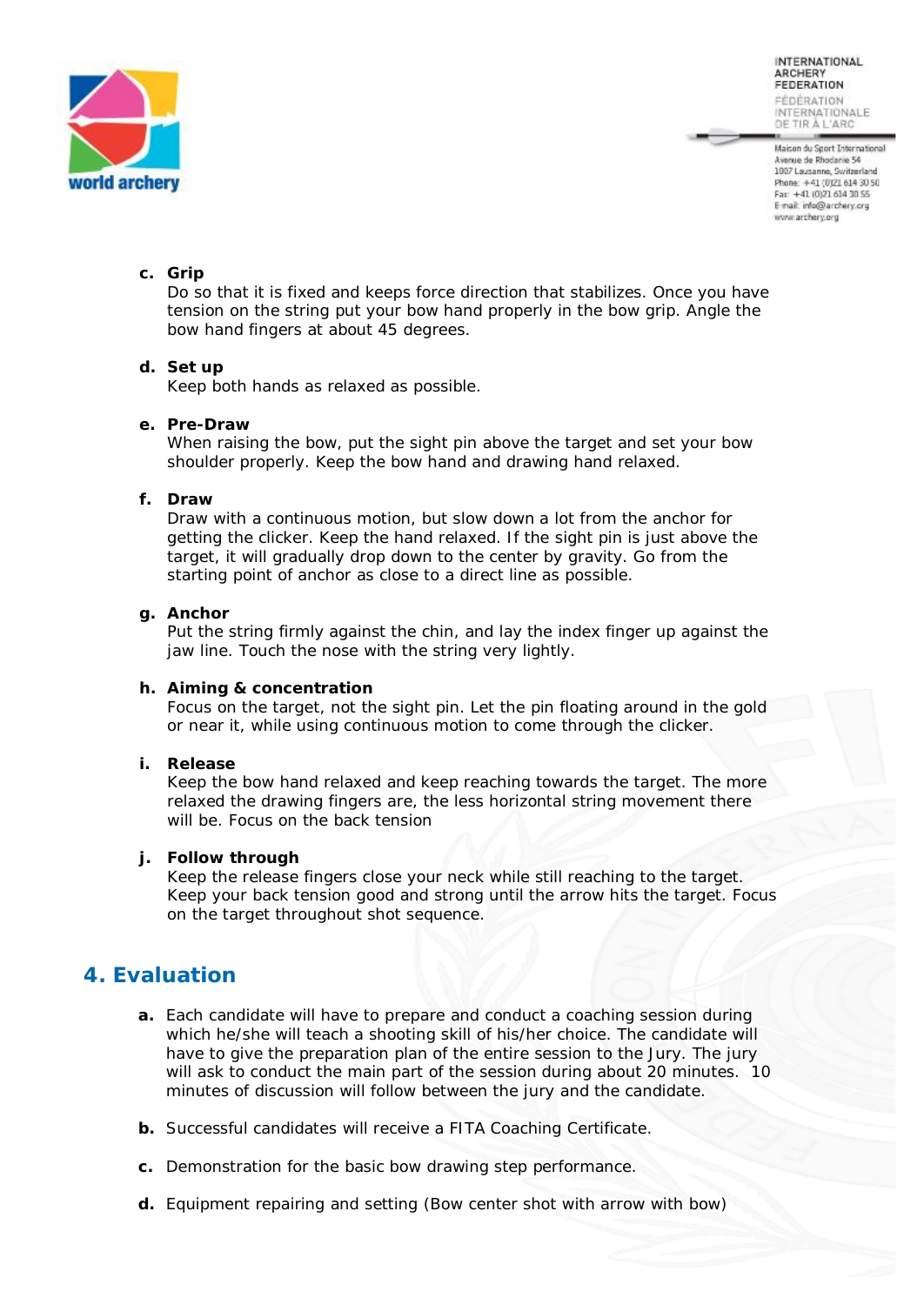**c. Grip**
Do so that it is fixed and keeps force direction that stabilizes. Once you have tension on the string put your bow hand properly in the bow grip. Angle the bow hand fingers at about 45 degrees.

**d. Set up**
Keep both hands as relaxed as possible.

**e. Pre-Draw**
When raising the bow, put the sight pin above the target and set your bow shoulder properly. Keep the bow hand and drawing hand relaxed.

**f. Draw**
Draw with a continuous motion, but slow down a lot from the anchor for getting the clicker. Keep the hand relaxed. If the sight pin is just above the target, it will gradually drop down to the center by gravity. Go from the starting point of anchor as close to a direct line as possible.

**g. Anchor**
Put the string firmly against the chin, and lay the index finger up against the jaw line. Touch the nose with the string very lightly.

**h. Aiming & concentration**
Focus on the target, not the sight pin. Let the pin floating around in the gold or near it, while using continuous motion to come through the clicker.

**i. Release**
Keep the bow hand relaxed and keep reaching towards the target. The more relaxed the drawing fingers are, the less horizontal string movement there will be. Focus on the back tension

**j. Follow through**
Keep the release fingers close your neck while still reaching to the target. Keep your back tension good and strong until the arrow hits the target. Focus on the target throughout shot sequence.

## 4. Evaluation

**a.** Each candidate will have to prepare and conduct a coaching session during which he/she will teach a shooting skill of his/her choice. The candidate will have to give the preparation plan of the entire session to the Jury. The jury will ask to conduct the main part of the session during about 20 minutes. 10 minutes of discussion will follow between the jury and the candidate.

**b.** Successful candidates will receive a FITA Coaching Certificate.

**c.** Demonstration for the basic bow drawing step performance.

**d.** Equipment repairing and setting (Bow center shot with arrow with bow)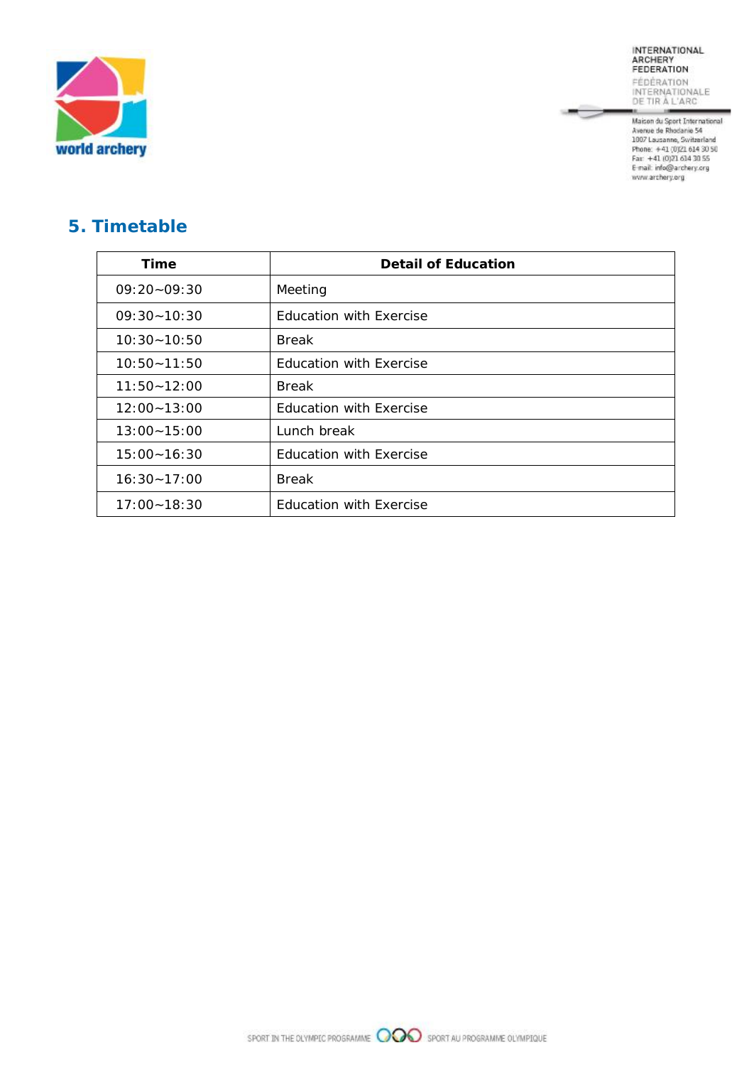## 5. Timetable

| Time | Detail of Education |
|---|---|
| 09:20~09:30 | Meeting |
| 09:30~10:30 | Education with Exercise |
| 10:30~10:50 | Break |
| 10:50~11:50 | Education with Exercise |
| 11:50~12:00 | Break |
| 12:00~13:00 | Education with Exercise |
| 13:00~15:00 | Lunch break |
| 15:00~16:30 | Education with Exercise |
| 16:30~17:00 | Break |
| 17:00~18:30 | Education with Exercise |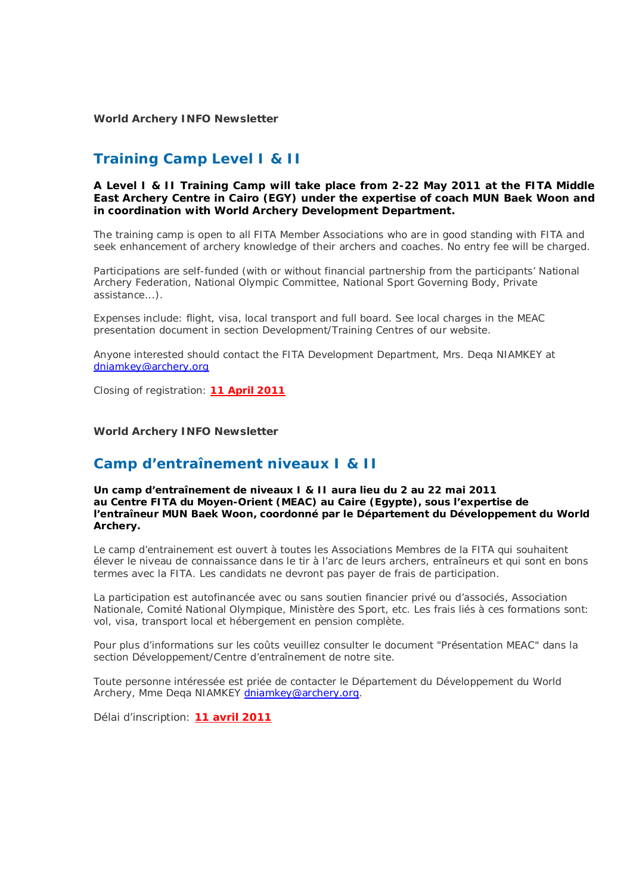**World Archery INFO Newsletter**

## Training Camp Level I & II

**A Level I & II Training Camp will take place from 2-22 May 2011 at the FITA Middle East Archery Centre in Cairo (EGY) under the expertise of coach MUN Baek Woon and in coordination with World Archery Development Department.**

The training camp is open to all FITA Member Associations who are in good standing with FITA and seek enhancement of archery knowledge of their archers and coaches. No entry fee will be charged.

Participations are self-funded (with or without financial partnership from the participants' National Archery Federation, National Olympic Committee, National Sport Governing Body, Private assistance...).

Expenses include: flight, visa, local transport and full board. See local charges in the MEAC presentation document in section Development/Training Centres of our website.

Anyone interested should contact the FITA Development Department, Mrs. Deqa NIAMKEY at dniamkey@archery.org

Closing of registration: **11 April 2011**

**World Archery INFO Newsletter**

## Camp d'entraînement niveaux I & II

**Un camp d'entraînement de niveaux I & II aura lieu du 2 au 22 mai 2011 au Centre FITA du Moyen-Orient (MEAC) au Caire (Egypte), sous l'expertise de l'entraîneur MUN Baek Woon, coordonné par le Département du Développement du World Archery.**

Le camp d'entrainement est ouvert à toutes les Associations Membres de la FITA qui souhaitent élever le niveau de connaissance dans le tir à l'arc de leurs archers, entraîneurs et qui sont en bons termes avec la FITA. Les candidats ne devront pas payer de frais de participation.

La participation est autofinancée avec ou sans soutien financier privé ou d'associés, Association Nationale, Comité National Olympique, Ministère des Sport, etc. Les frais liés à ces formations sont: vol, visa, transport local et hébergement en pension complète.

Pour plus d'informations sur les coûts veuillez consulter le document "Présentation MEAC" dans la section Développement/Centre d'entraînement de notre site.

Toute personne intéressée est priée de contacter le Département du Développement du World Archery, Mme Deqa NIAMKEY dniamkey@archery.org.

Délai d'inscription: **11 avril 2011**